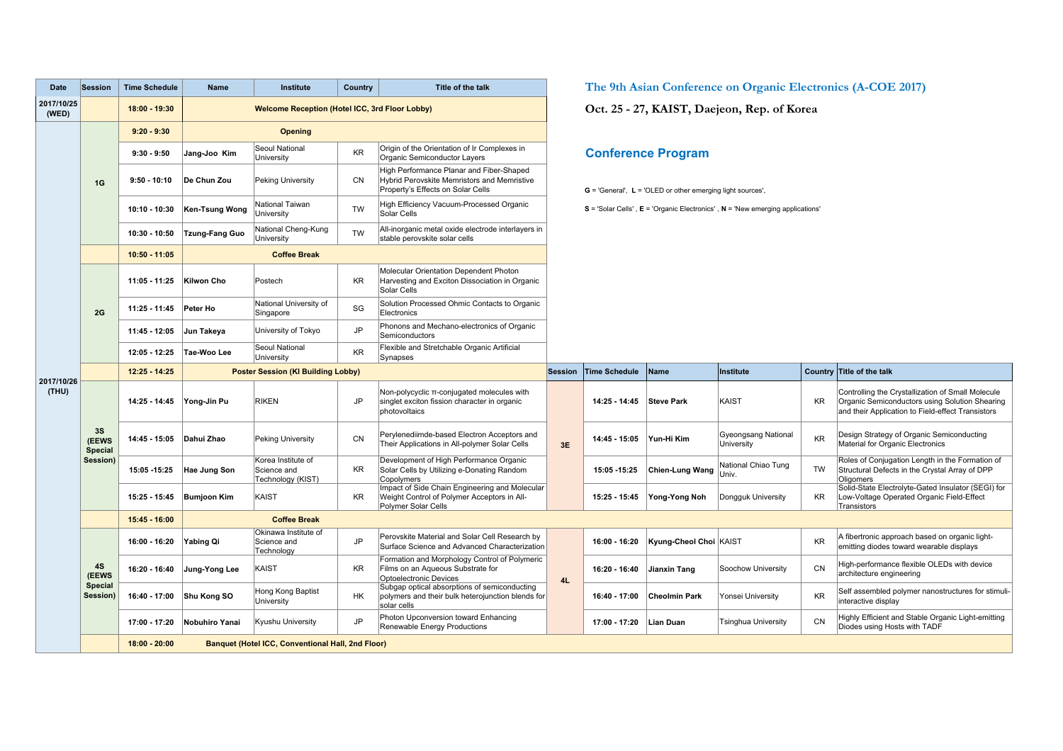# The 9th Asian Conference on Organic Electronics (A-COE 2017)

## Oct. 25 - 27, KAIST, Daejeon, Rep. of Korea

## Conference Program

**G** = 'General', **L** = 'OLED or other emerging light sources',

**S** = 'Solar Cells' , **E** = 'Organic Electronics' , **N** = 'New emerging applications'

| Date | Session | Time Schedule | Name | Institute | Country | Title of the talk |
|---|---|---|---|---|---|---|
| 2017/10/25 (WED) | | 18:00 - 19:30 | Welcome Reception (Hotel ICC, 3rd Floor Lobby) | | | |
| 2017/10/26 (THU) | | 9:20 - 9:30 | Opening | | | |
| | 1G | 9:30 - 9:50 | Jang-Joo Kim | Seoul National University | KR | Origin of the Orientation of Ir Complexes in Organic Semiconductor Layers |
| | 1G | 9:50 - 10:10 | De Chun Zou | Peking University | CN | High Performance Planar and Fiber-Shaped Hybrid Perovskite Memristors and Memristive Property's Effects on Solar Cells |
| | 1G | 10:10 - 10:30 | Ken-Tsung Wong | National Taiwan University | TW | High Efficiency Vacuum-Processed Organic Solar Cells |
| | 1G | 10:30 - 10:50 | Tzung-Fang Guo | National Cheng-Kung University | TW | All-inorganic metal oxide electrode interlayers in stable perovskite solar cells |
| | | 10:50 - 11:05 | Coffee Break | | | |
| | 2G | 11:05 - 11:25 | Kilwon Cho | Postech | KR | Molecular Orientation Dependent Photon Harvesting and Exciton Dissociation in Organic Solar Cells |
| | 2G | 11:25 - 11:45 | Peter Ho | National University of Singapore | SG | Solution Processed Ohmic Contacts to Organic Electronics |
| | 2G | 11:45 - 12:05 | Jun Takeya | University of Tokyo | JP | Phonons and Mechano-electronics of Organic Semiconductors |
| | 2G | 12:05 - 12:25 | Tae-Woo Lee | Seoul National University | KR | Flexible and Stretchable Organic Artificial Synapses |
| | | 12:25 - 14:25 | Poster Session (KI Building Lobby) | | | |
| | 3S (EEWS Special Session) | 14:25 - 14:45 | Yong-Jin Pu | RIKEN | JP | Non-polycyclic π-conjugated molecules with singlet exciton fission character in organic photovoltaics |
| | 3S (EEWS Special Session) | 14:45 - 15:05 | Dahui Zhao | Peking University | CN | Perylenediimde-based Electron Acceptors and Their Applications in All-polymer Solar Cells |
| | 3S (EEWS Special Session) | 15:05 -15:25 | Hae Jung Son | Korea Institute of Science and Technology (KIST) | KR | Development of High Performance Organic Solar Cells by Utilizing e-Donating Random Copolymers |
| | 3S (EEWS Special Session) | 15:25 - 15:45 | Bumjoon Kim | KAIST | KR | Impact of Side Chain Engineering and Molecular Weight Control of Polymer Acceptors in All-Polymer Solar Cells |
| | | 15:45 - 16:00 | Coffee Break | | | |
| | 4S (EEWS Special Session) | 16:00 - 16:20 | Yabing Qi | Okinawa Institute of Science and Technology | JP | Perovskite Material and Solar Cell Research by Surface Science and Advanced Characterization |
| | 4S (EEWS Special Session) | 16:20 - 16:40 | Jung-Yong Lee | KAIST | KR | Formation and Morphology Control of Polymeric Films on an Aqueous Substrate for Optoelectronic Devices |
| | 4S (EEWS Special Session) | 16:40 - 17:00 | Shu Kong SO | Hong Kong Baptist University | HK | Subgap optical absorptions of semiconducting polymers and their bulk heterojunction blends for solar cells |
| | 4S (EEWS Special Session) | 17:00 - 17:20 | Nobuhiro Yanai | Kyushu University | JP | Photon Upconversion toward Enhancing Renewable Energy Productions |
| | | 18:00 - 20:00 | Banquet (Hotel ICC, Conventional Hall, 2nd Floor) | | | |

| Session | Time Schedule | Name | Institute | Country | Title of the talk |
|---|---|---|---|---|---|
| 3E | 14:25 - 14:45 | Steve Park | KAIST | KR | Controlling the Crystallization of Small Molecule Organic Semiconductors using Solution Shearing and their Application to Field-effect Transistors |
| 3E | 14:45 - 15:05 | Yun-Hi Kim | Gyeongsang National University | KR | Design Strategy of Organic Semiconducting Material for Organic Electronics |
| 3E | 15:05 -15:25 | Chien-Lung Wang | National Chiao Tung Univ. | TW | Roles of Conjugation Length in the Formation of Structural Defects in the Crystal Array of DPP Oligomers |
| 3E | 15:25 - 15:45 | Yong-Yong Noh | Dongguk University | KR | Solid-State Electrolyte-Gated Insulator (SEGI) for Low-Voltage Operated Organic Field-Effect Transistors |
| 4L | 16:00 - 16:20 | Kyung-Cheol Choi | KAIST | KR | A fibertronic approach based on organic light-emitting diodes toward wearable displays |
| 4L | 16:20 - 16:40 | Jianxin Tang | Soochow University | CN | High-performance flexible OLEDs with device architecture engineering |
| 4L | 16:40 - 17:00 | Cheolmin Park | Yonsei University | KR | Self assembled polymer nanostructures for stimuli-interactive display |
| 4L | 17:00 - 17:20 | Lian Duan | Tsinghua University | CN | Highly Efficient and Stable Organic Light-emitting Diodes using Hosts with TADF |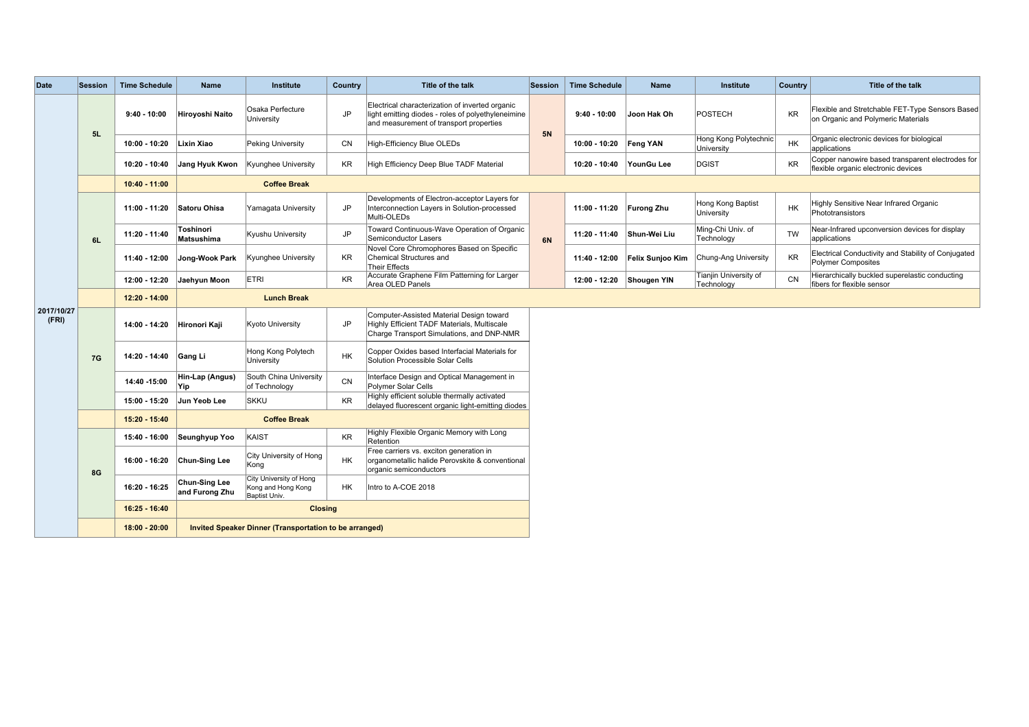| Date | Session | Time Schedule | Name | Institute | Country | Title of the talk | Session | Time Schedule | Name | Institute | Country | Title of the talk |
|---|---|---|---|---|---|---|---|---|---|---|---|---|
| 2017/10/27 (FRI) | 5L | 9:40 - 10:00 | Hiroyoshi Naito | Osaka Perfecture University | JP | Electrical characterization of inverted organic light emitting diodes - roles of polyethyleneimine and measurement of transport properties | 5N | 9:40 - 10:00 | Joon Hak Oh | POSTECH | KR | Flexible and Stretchable FET-Type Sensors Based on Organic and Polymeric Materials |
| | | 10:00 - 10:20 | Lixin Xiao | Peking University | CN | High-Efficiency Blue OLEDs | | 10:00 - 10:20 | Feng YAN | Hong Kong Polytechnic University | HK | Organic electronic devices for biological applications |
| | | 10:20 - 10:40 | Jang Hyuk Kwon | Kyunghee University | KR | High Efficiency Deep Blue TADF Material | | 10:20 - 10:40 | YounGu Lee | DGIST | KR | Copper nanowire based transparent electrodes for flexible organic electronic devices |
| | | 10:40 - 11:00 | Coffee Break | | | | | | | | | |
| | 6L | 11:00 - 11:20 | Satoru Ohisa | Yamagata University | JP | Developments of Electron-acceptor Layers for Interconnection Layers in Solution-processed Multi-OLEDs | 6N | 11:00 - 11:20 | Furong Zhu | Hong Kong Baptist University | HK | Highly Sensitive Near Infrared Organic Phototransistors |
| | | 11:20 - 11:40 | Toshinori Matsushima | Kyushu University | JP | Toward Continuous-Wave Operation of Organic Semiconductor Lasers | | 11:20 - 11:40 | Shun-Wei Liu | Ming-Chi Univ. of Technology | TW | Near-Infrared upconversion devices for display applications |
| | | 11:40 - 12:00 | Jong-Wook Park | Kyunghee University | KR | Novel Core Chromophores Based on Specific Chemical Structures and Their Effects | | 11:40 - 12:00 | Felix Sunjoo Kim | Chung-Ang University | KR | Electrical Conductivity and Stability of Conjugated Polymer Composites |
| | | 12:00 - 12:20 | Jaehyun Moon | ETRI | KR | Accurate Graphene Film Patterning for Larger Area OLED Panels | | 12:00 - 12:20 | Shougen YIN | Tianjin University of Technology | CN | Hierarchically buckled superelastic conducting fibers for flexible sensor |
| | | 12:20 - 14:00 | Lunch Break | | | | | | | | | |
| | 7G | 14:00 - 14:20 | Hironori Kaji | Kyoto University | JP | Computer-Assisted Material Design toward Highly Efficient TADF Materials, Multiscale Charge Transport Simulations, and DNP-NMR | | | | | | |
| | | 14:20 - 14:40 | Gang Li | Hong Kong Polytech University | HK | Copper Oxides based Interfacial Materials for Solution Processible Solar Cells | | | | | | |
| | | 14:40 -15:00 | Hin-Lap (Angus) Yip | South China University of Technology | CN | Interface Design and Optical Management in Polymer Solar Cells | | | | | | |
| | | 15:00 - 15:20 | Jun Yeob Lee | SKKU | KR | Highly efficient soluble thermally activated delayed fluorescent organic light-emitting diodes | | | | | | |
| | | 15:20 - 15:40 | Coffee Break | | | | | | | | | |
| | 8G | 15:40 - 16:00 | Seunghyup Yoo | KAIST | KR | Highly Flexible Organic Memory with Long Retention | | | | | | |
| | | 16:00 - 16:20 | Chun-Sing Lee | City University of Hong Kong | HK | Free carriers vs. exciton generation in organometallic halide Perovskite & conventional organic semiconductors | | | | | | |
| | | 16:20 - 16:25 | Chun-Sing Lee and Furong Zhu | City University of Hong Kong and Hong Kong Baptist Univ. | HK | Intro to A-COE 2018 | | | | | | |
| | | 16:25 - 16:40 | Closing | | | | | | | | | |
| | | 18:00 - 20:00 | Invited Speaker Dinner (Transportation to be arranged) | | | | | | | | | |